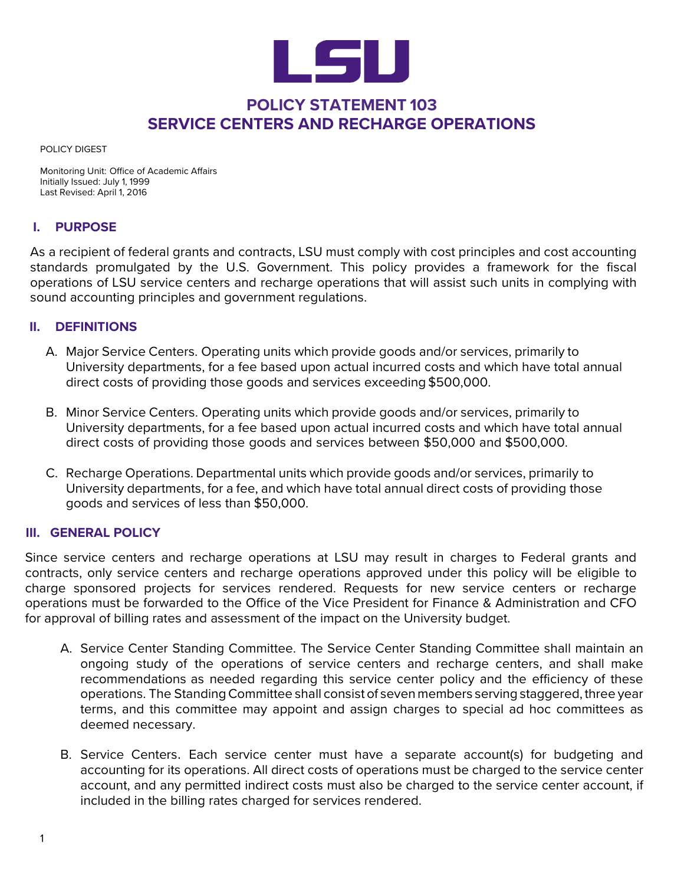# POLICY STATEMENT 103
# SERVICE CENTERS AND RECHARGE OPERATIONS

POLICY DIGEST

Monitoring Unit: Office of Academic Affairs
Initially Issued: July 1, 1999
Last Revised: April 1, 2016

## I. PURPOSE

As a recipient of federal grants and contracts, LSU must comply with cost principles and cost accounting standards promulgated by the U.S. Government. This policy provides a framework for the fiscal operations of LSU service centers and recharge operations that will assist such units in complying with sound accounting principles and government regulations.

## II. DEFINITIONS

A. Major Service Centers. Operating units which provide goods and/or services, primarily to University departments, for a fee based upon actual incurred costs and which have total annual direct costs of providing those goods and services exceeding $500,000.

B. Minor Service Centers. Operating units which provide goods and/or services, primarily to University departments, for a fee based upon actual incurred costs and which have total annual direct costs of providing those goods and services between $50,000 and $500,000.

C. Recharge Operations. Departmental units which provide goods and/or services, primarily to University departments, for a fee, and which have total annual direct costs of providing those goods and services of less than $50,000.

## III. GENERAL POLICY

Since service centers and recharge operations at LSU may result in charges to Federal grants and contracts, only service centers and recharge operations approved under this policy will be eligible to charge sponsored projects for services rendered. Requests for new service centers or recharge operations must be forwarded to the Office of the Vice President for Finance & Administration and CFO for approval of billing rates and assessment of the impact on the University budget.

A. Service Center Standing Committee. The Service Center Standing Committee shall maintain an ongoing study of the operations of service centers and recharge centers, and shall make recommendations as needed regarding this service center policy and the efficiency of these operations. The Standing Committee shall consist of seven members serving staggered, three year terms, and this committee may appoint and assign charges to special ad hoc committees as deemed necessary.

B. Service Centers. Each service center must have a separate account(s) for budgeting and accounting for its operations. All direct costs of operations must be charged to the service center account, and any permitted indirect costs must also be charged to the service center account, if included in the billing rates charged for services rendered.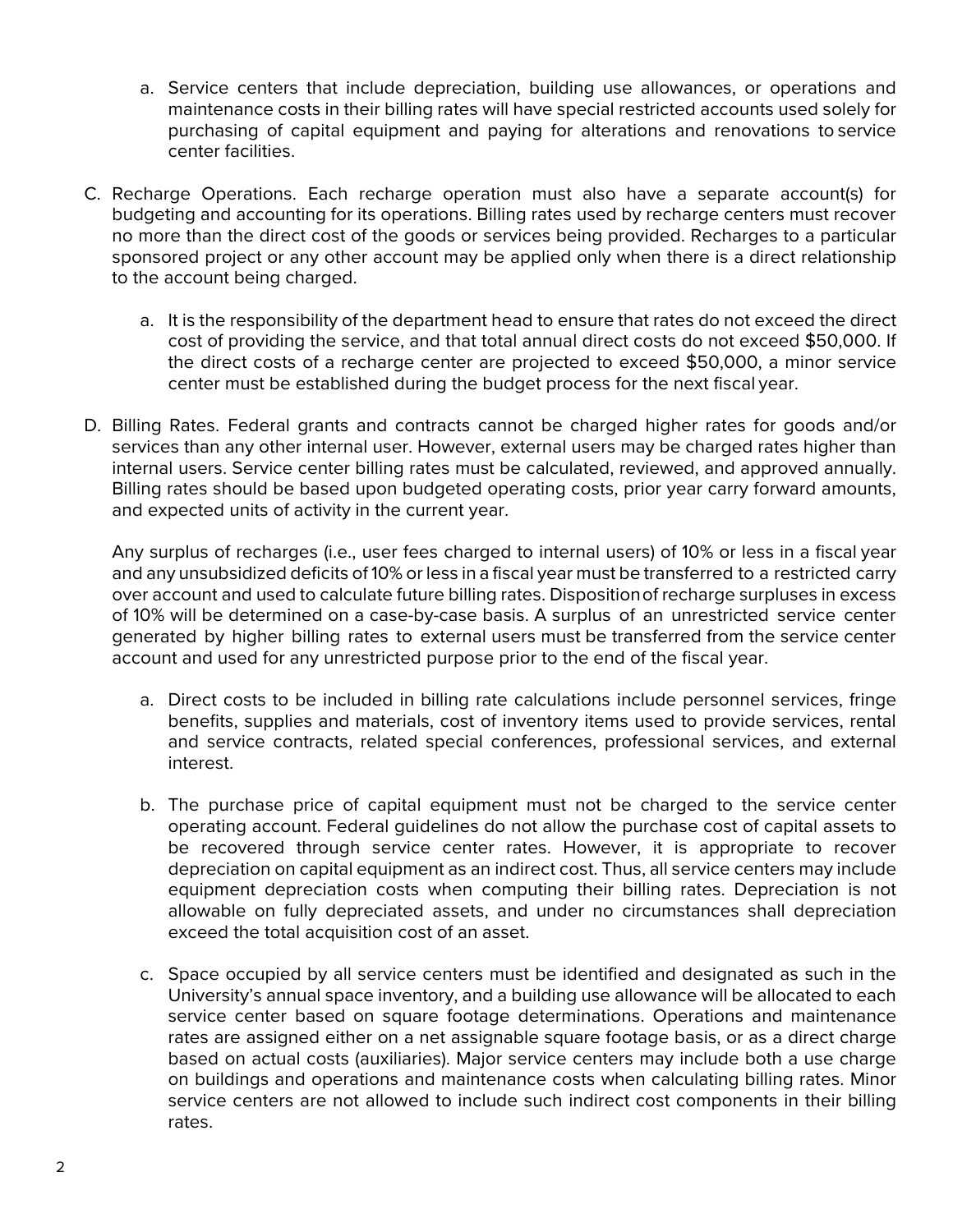a. Service centers that include depreciation, building use allowances, or operations and maintenance costs in their billing rates will have special restricted accounts used solely for purchasing of capital equipment and paying for alterations and renovations to service center facilities.

C. Recharge Operations. Each recharge operation must also have a separate account(s) for budgeting and accounting for its operations. Billing rates used by recharge centers must recover no more than the direct cost of the goods or services being provided. Recharges to a particular sponsored project or any other account may be applied only when there is a direct relationship to the account being charged.

   a. It is the responsibility of the department head to ensure that rates do not exceed the direct cost of providing the service, and that total annual direct costs do not exceed $50,000. If the direct costs of a recharge center are projected to exceed $50,000, a minor service center must be established during the budget process for the next fiscal year.

D. Billing Rates. Federal grants and contracts cannot be charged higher rates for goods and/or services than any other internal user. However, external users may be charged rates higher than internal users. Service center billing rates must be calculated, reviewed, and approved annually. Billing rates should be based upon budgeted operating costs, prior year carry forward amounts, and expected units of activity in the current year.

   Any surplus of recharges (i.e., user fees charged to internal users) of 10% or less in a fiscal year and any unsubsidized deficits of 10% or less in a fiscal year must be transferred to a restricted carry over account and used to calculate future billing rates. Disposition of recharge surpluses in excess of 10% will be determined on a case-by-case basis. A surplus of an unrestricted service center generated by higher billing rates to external users must be transferred from the service center account and used for any unrestricted purpose prior to the end of the fiscal year.

   a. Direct costs to be included in billing rate calculations include personnel services, fringe benefits, supplies and materials, cost of inventory items used to provide services, rental and service contracts, related special conferences, professional services, and external interest.

   b. The purchase price of capital equipment must not be charged to the service center operating account. Federal guidelines do not allow the purchase cost of capital assets to be recovered through service center rates. However, it is appropriate to recover depreciation on capital equipment as an indirect cost. Thus, all service centers may include equipment depreciation costs when computing their billing rates. Depreciation is not allowable on fully depreciated assets, and under no circumstances shall depreciation exceed the total acquisition cost of an asset.

   c. Space occupied by all service centers must be identified and designated as such in the University's annual space inventory, and a building use allowance will be allocated to each service center based on square footage determinations. Operations and maintenance rates are assigned either on a net assignable square footage basis, or as a direct charge based on actual costs (auxiliaries). Major service centers may include both a use charge on buildings and operations and maintenance costs when calculating billing rates. Minor service centers are not allowed to include such indirect cost components in their billing rates.